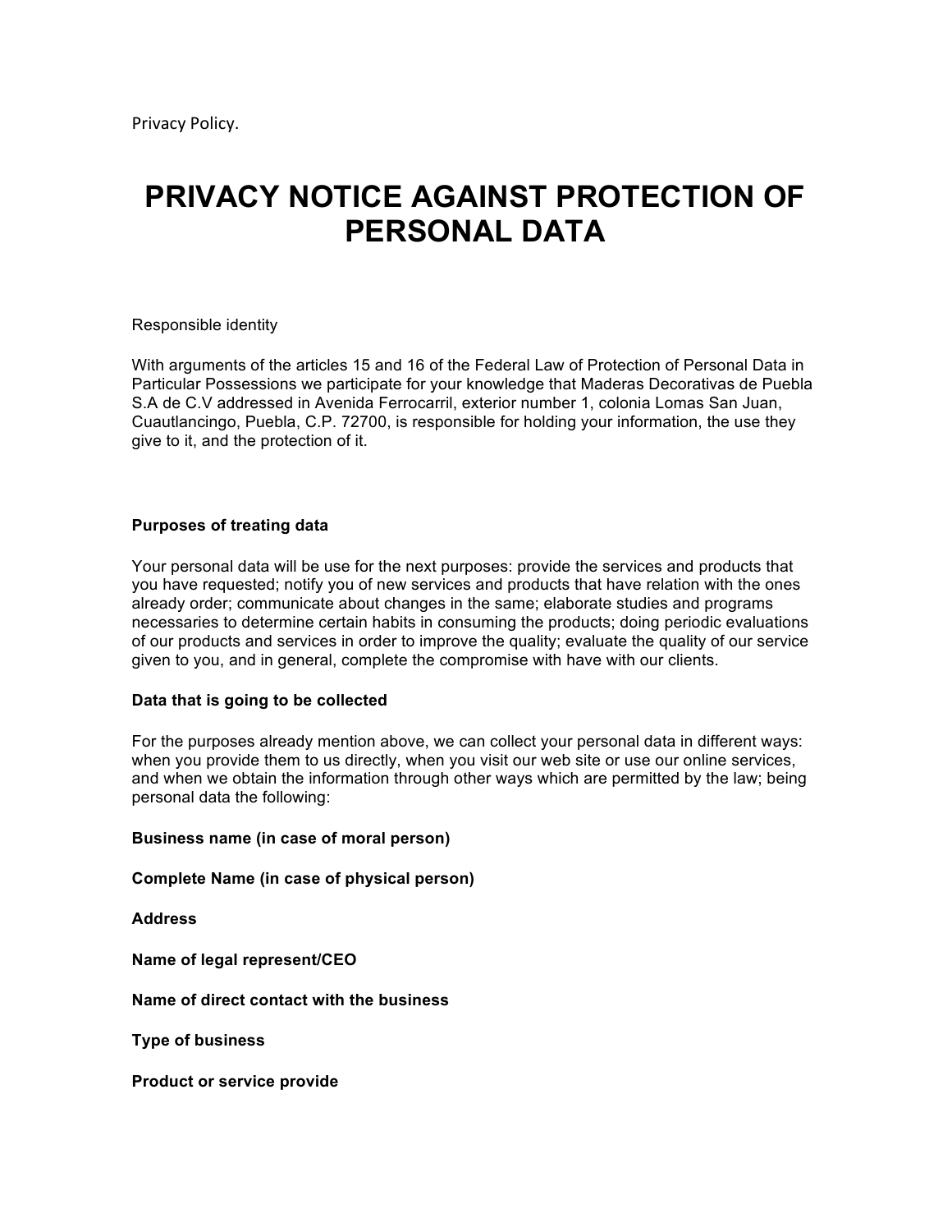Privacy Policy.

# PRIVACY NOTICE AGAINST PROTECTION OF PERSONAL DATA

Responsible identity

With arguments of the articles 15 and 16 of the Federal Law of Protection of Personal Data in Particular Possessions we participate for your knowledge that Maderas Decorativas de Puebla S.A de C.V addressed in Avenida Ferrocarril, exterior number 1, colonia Lomas San Juan, Cuautlancingo, Puebla, C.P. 72700, is responsible for holding your information, the use they give to it, and the protection of it.

**Purposes of treating data**

Your personal data will be use for the next purposes: provide the services and products that you have requested; notify you of new services and products that have relation with the ones already order; communicate about changes in the same; elaborate studies and programs necessaries to determine certain habits in consuming the products; doing periodic evaluations of our products and services in order to improve the quality; evaluate the quality of our service given to you, and in general, complete the compromise with have with our clients.

**Data that is going to be collected**

For the purposes already mention above, we can collect your personal data in different ways: when you provide them to us directly, when you visit our web site or use our online services, and when we obtain the information through other ways which are permitted by the law; being personal data the following:

**Business name (in case of moral person)**

**Complete Name (in case of physical person)**

**Address**

**Name of legal represent/CEO**

**Name of direct contact with the business**

**Type of business**

**Product or service provide**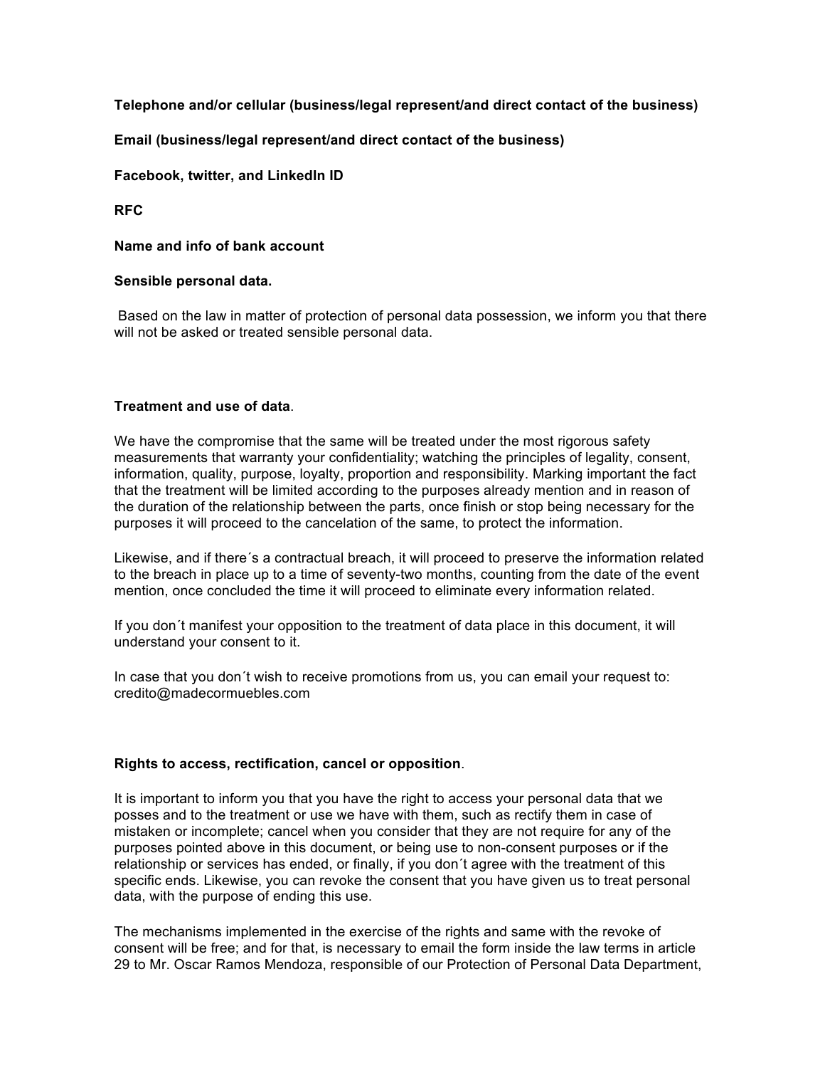**Telephone and/or cellular (business/legal represent/and direct contact of the business)**

**Email (business/legal represent/and direct contact of the business)**

**Facebook, twitter, and LinkedIn ID**

**RFC**

**Name and info of bank account**

**Sensible personal data.**

Based on the law in matter of protection of personal data possession, we inform you that there will not be asked or treated sensible personal data.

**Treatment and use of data**.

We have the compromise that the same will be treated under the most rigorous safety measurements that warranty your confidentiality; watching the principles of legality, consent, information, quality, purpose, loyalty, proportion and responsibility. Marking important the fact that the treatment will be limited according to the purposes already mention and in reason of the duration of the relationship between the parts, once finish or stop being necessary for the purposes it will proceed to the cancelation of the same, to protect the information.

Likewise, and if there´s a contractual breach, it will proceed to preserve the information related to the breach in place up to a time of seventy-two months, counting from the date of the event mention, once concluded the time it will proceed to eliminate every information related.

If you don´t manifest your opposition to the treatment of data place in this document, it will understand your consent to it.

In case that you don´t wish to receive promotions from us, you can email your request to: credito@madecormuebles.com

**Rights to access, rectification, cancel or opposition**.

It is important to inform you that you have the right to access your personal data that we posses and to the treatment or use we have with them, such as rectify them in case of mistaken or incomplete; cancel when you consider that they are not require for any of the purposes pointed above in this document, or being use to non-consent purposes or if the relationship or services has ended, or finally, if you don´t agree with the treatment of this specific ends. Likewise, you can revoke the consent that you have given us to treat personal data, with the purpose of ending this use.

The mechanisms implemented in the exercise of the rights and same with the revoke of consent will be free; and for that, is necessary to email the form inside the law terms in article 29 to Mr. Oscar Ramos Mendoza, responsible of our Protection of Personal Data Department,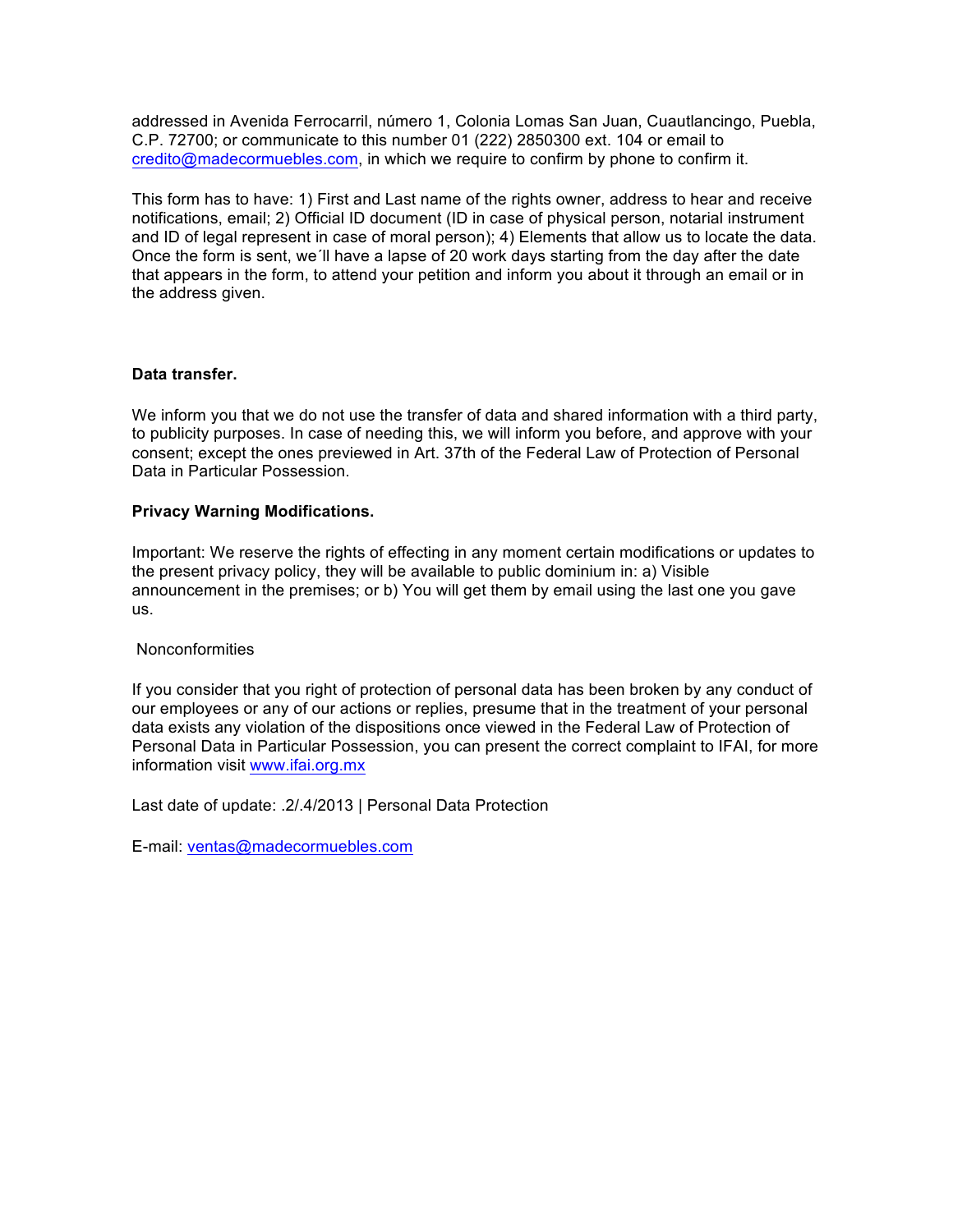addressed in Avenida Ferrocarril, número 1, Colonia Lomas San Juan, Cuautlancingo, Puebla, C.P. 72700; or communicate to this number 01 (222) 2850300 ext. 104 or email to credito@madecormuebles.com, in which we require to confirm by phone to confirm it.

This form has to have: 1) First and Last name of the rights owner, address to hear and receive notifications, email; 2) Official ID document (ID in case of physical person, notarial instrument and ID of legal represent in case of moral person); 4) Elements that allow us to locate the data. Once the form is sent, we´ll have a lapse of 20 work days starting from the day after the date that appears in the form, to attend your petition and inform you about it through an email or in the address given.

**Data transfer.**

We inform you that we do not use the transfer of data and shared information with a third party, to publicity purposes. In case of needing this, we will inform you before, and approve with your consent; except the ones previewed in Art. 37th of the Federal Law of Protection of Personal Data in Particular Possession.

**Privacy Warning Modifications.**

Important: We reserve the rights of effecting in any moment certain modifications or updates to the present privacy policy, they will be available to public dominium in: a) Visible announcement in the premises; or b) You will get them by email using the last one you gave us.

Nonconformities

If you consider that you right of protection of personal data has been broken by any conduct of our employees or any of our actions or replies, presume that in the treatment of your personal data exists any violation of the dispositions once viewed in the Federal Law of Protection of Personal Data in Particular Possession, you can present the correct complaint to IFAI, for more information visit www.ifai.org.mx

Last date of update: .2/.4/2013 | Personal Data Protection

E-mail: ventas@madecormuebles.com